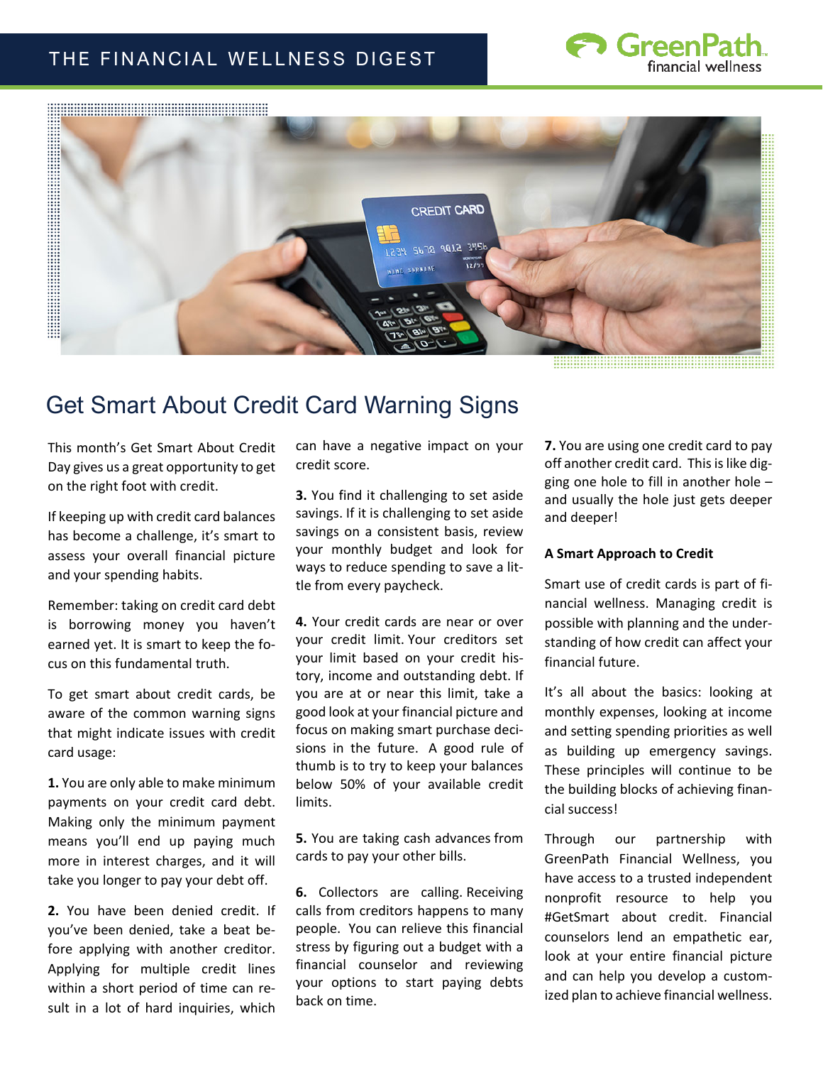THE FINANCIAL WELLNESS DIGEST

# Get Smart About Credit Card Warning Signs

This month's Get Smart About Credit Day gives us a great opportunity to get on the right foot with credit.

If keeping up with credit card balances has become a challenge, it's smart to assess your overall financial picture and your spending habits.

Remember: taking on credit card debt is borrowing money you haven't earned yet. It is smart to keep the focus on this fundamental truth.

To get smart about credit cards, be aware of the common warning signs that might indicate issues with credit card usage:

**1.** You are only able to make minimum payments on your credit card debt. Making only the minimum payment means you'll end up paying much more in interest charges, and it will take you longer to pay your debt off.

**2.** You have been denied credit. If you've been denied, take a beat before applying with another creditor. Applying for multiple credit lines within a short period of time can result in a lot of hard inquiries, which can have a negative impact on your credit score.

**3.** You find it challenging to set aside savings. If it is challenging to set aside savings on a consistent basis, review your monthly budget and look for ways to reduce spending to save a little from every paycheck.

**4.** Your credit cards are near or over your credit limit. Your creditors set your limit based on your credit history, income and outstanding debt. If you are at or near this limit, take a good look at your financial picture and focus on making smart purchase decisions in the future. A good rule of thumb is to try to keep your balances below 50% of your available credit limits.

**5.** You are taking cash advances from cards to pay your other bills.

**6.** Collectors are calling. Receiving calls from creditors happens to many people. You can relieve this financial stress by figuring out a budget with a financial counselor and reviewing your options to start paying debts back on time.

**7.** You are using one credit card to pay off another credit card. This is like digging one hole to fill in another hole – and usually the hole just gets deeper and deeper!

**A Smart Approach to Credit**

Smart use of credit cards is part of financial wellness. Managing credit is possible with planning and the understanding of how credit can affect your financial future.

It's all about the basics: looking at monthly expenses, looking at income and setting spending priorities as well as building up emergency savings. These principles will continue to be the building blocks of achieving financial success!

Through our partnership with GreenPath Financial Wellness, you have access to a trusted independent nonprofit resource to help you #GetSmart about credit. Financial counselors lend an empathetic ear, look at your entire financial picture and can help you develop a customized plan to achieve financial wellness.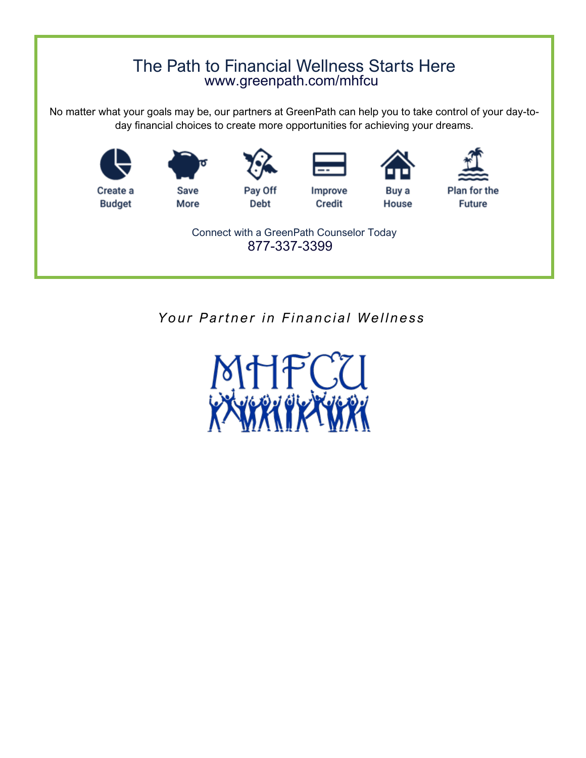# The Path to Financial Wellness Starts Here

www.greenpath.com/mhfcu

No matter what your goals may be, our partners at GreenPath can help you to take control of your day-to-day financial choices to create more opportunities for achieving your dreams.

Create a Budget

Save More

Pay Off Debt

Improve Credit

Buy a House

Plan for the Future

Connect with a GreenPath Counselor Today

877-337-3399

*Your Partner in Financial Wellness*

MHFCU